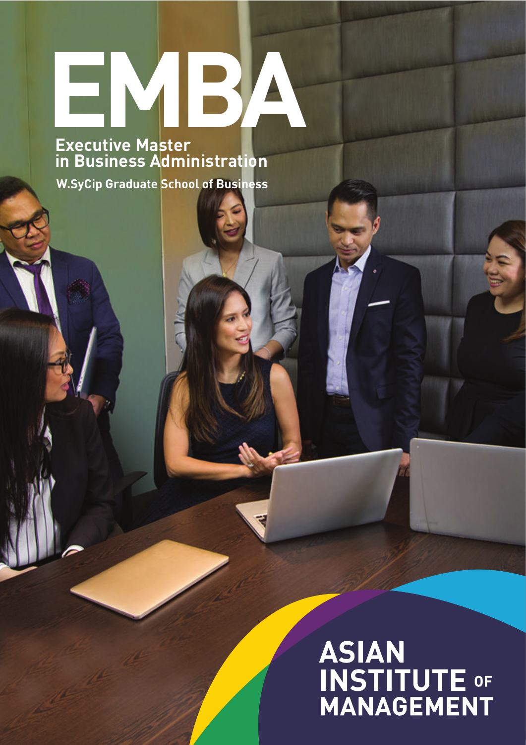# EMBA

## Executive Master in Business Administration

**W.SyCip Graduate School of Business**

**ASIAN INSTITUTE OF MANAGEMENT**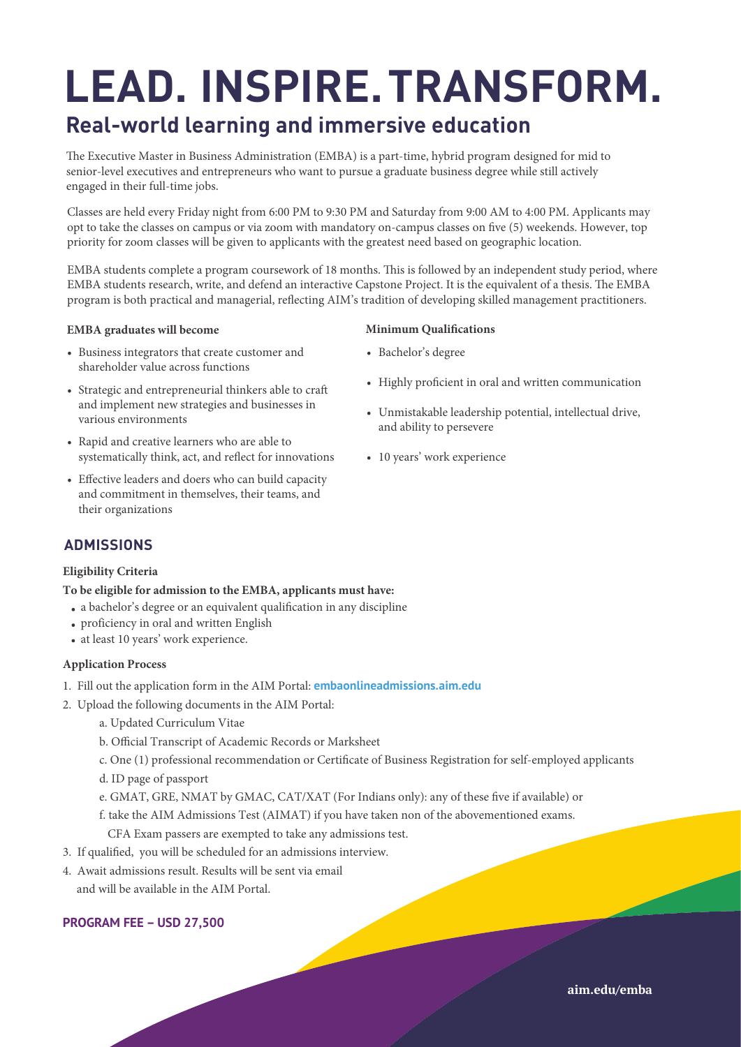# LEAD. INSPIRE. TRANSFORM.

## Real-world learning and immersive education

The Executive Master in Business Administration (EMBA) is a part-time, hybrid program designed for mid to senior-level executives and entrepreneurs who want to pursue a graduate business degree while still actively engaged in their full-time jobs.

Classes are held every Friday night from 6:00 PM to 9:30 PM and Saturday from 9:00 AM to 4:00 PM. Applicants may opt to take the classes on campus or via zoom with mandatory on-campus classes on five (5) weekends. However, top priority for zoom classes will be given to applicants with the greatest need based on geographic location.

EMBA students complete a program coursework of 18 months. This is followed by an independent study period, where EMBA students research, write, and defend an interactive Capstone Project. It is the equivalent of a thesis. The EMBA program is both practical and managerial, reflecting AIM's tradition of developing skilled management practitioners.

**EMBA graduates will become**

- Business integrators that create customer and shareholder value across functions
- Strategic and entrepreneurial thinkers able to craft and implement new strategies and businesses in various environments
- Rapid and creative learners who are able to systematically think, act, and reflect for innovations
- Effective leaders and doers who can build capacity and commitment in themselves, their teams, and their organizations

**Minimum Qualifications**

- Bachelor's degree
- Highly proficient in oral and written communication
- Unmistakable leadership potential, intellectual drive, and ability to persevere
- 10 years' work experience

## ADMISSIONS

**Eligibility Criteria**

**To be eligible for admission to the EMBA, applicants must have:**

- a bachelor's degree or an equivalent qualification in any discipline
- proficiency in oral and written English
- at least 10 years' work experience.

**Application Process**

1. Fill out the application form in the AIM Portal: **embaonlineadmissions.aim.edu**
2. Upload the following documents in the AIM Portal:
   a. Updated Curriculum Vitae
   b. Official Transcript of Academic Records or Marksheet
   c. One (1) professional recommendation or Certificate of Business Registration for self-employed applicants
   d. ID page of passport
   e. GMAT, GRE, NMAT by GMAC, CAT/XAT (For Indians only): any of these five if available) or
   f. take the AIM Admissions Test (AIMAT) if you have taken non of the abovementioned exams. CFA Exam passers are exempted to take any admissions test.
3. If qualified, you will be scheduled for an admissions interview.
4. Await admissions result. Results will be sent via email and will be available in the AIM Portal.

**PROGRAM FEE – USD 27,500**

**aim.edu/emba**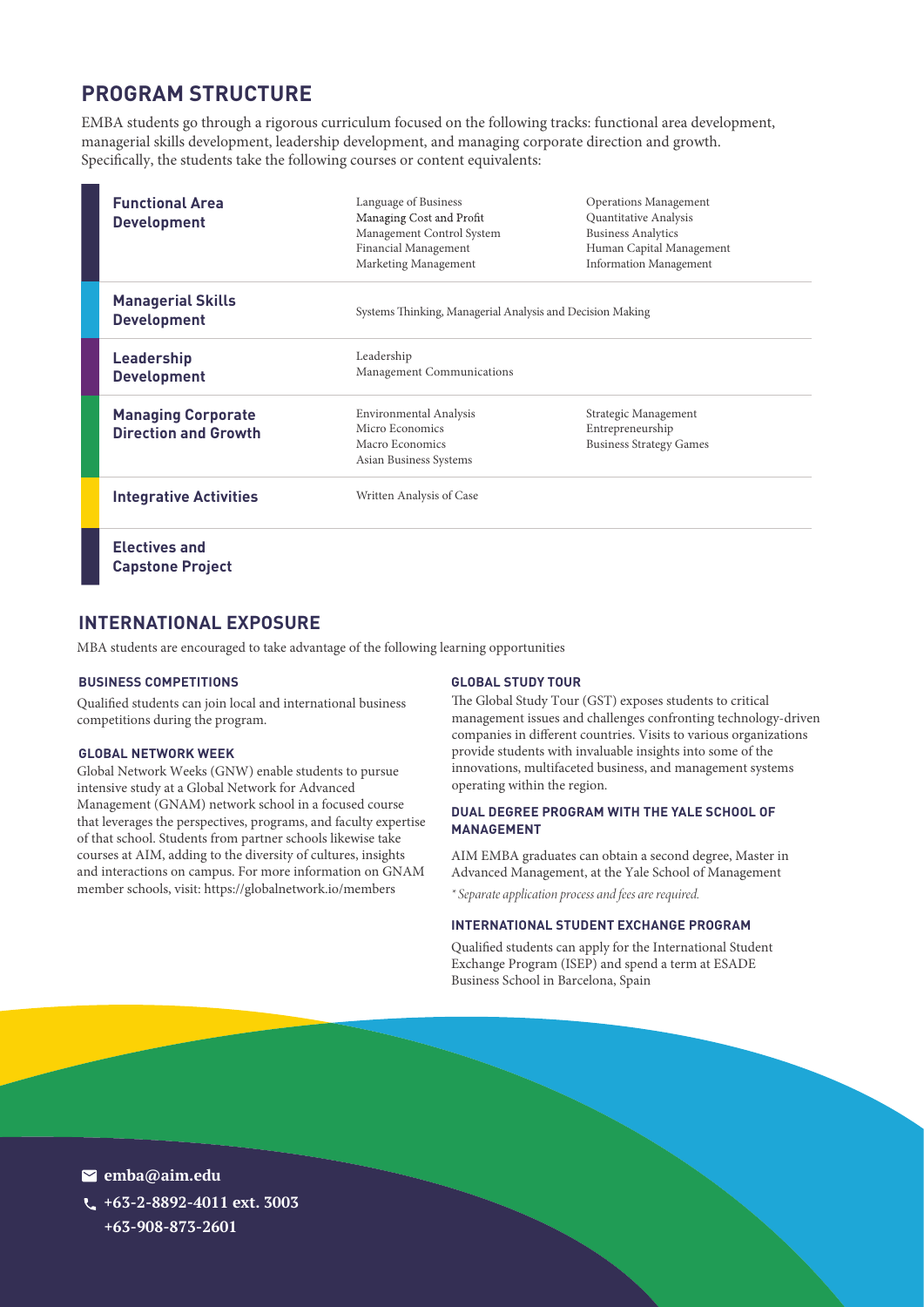## PROGRAM STRUCTURE

EMBA students go through a rigorous curriculum focused on the following tracks: functional area development, managerial skills development, leadership development, and managing corporate direction and growth. Specifically, the students take the following courses or content equivalents:

| Track | Courses | |
|---|---|---|
| **Functional Area Development** | Language of Business<br>Managing Cost and Profit<br>Management Control System<br>Financial Management<br>Marketing Management | Operations Management<br>Quantitative Analysis<br>Business Analytics<br>Human Capital Management<br>Information Management |
| **Managerial Skills Development** | Systems Thinking, Managerial Analysis and Decision Making | |
| **Leadership Development** | Leadership<br>Management Communications | |
| **Managing Corporate Direction and Growth** | Environmental Analysis<br>Micro Economics<br>Macro Economics<br>Asian Business Systems | Strategic Management<br>Entrepreneurship<br>Business Strategy Games |
| **Integrative Activities** | Written Analysis of Case | |
| **Electives and Capstone Project** | | |

## INTERNATIONAL EXPOSURE

MBA students are encouraged to take advantage of the following learning opportunities

### BUSINESS COMPETITIONS

Qualified students can join local and international business competitions during the program.

### GLOBAL NETWORK WEEK

Global Network Weeks (GNW) enable students to pursue intensive study at a Global Network for Advanced Management (GNAM) network school in a focused course that leverages the perspectives, programs, and faculty expertise of that school. Students from partner schools likewise take courses at AIM, adding to the diversity of cultures, insights and interactions on campus. For more information on GNAM member schools, visit: https://globalnetwork.io/members

### GLOBAL STUDY TOUR

The Global Study Tour (GST) exposes students to critical management issues and challenges confronting technology-driven companies in different countries. Visits to various organizations provide students with invaluable insights into some of the innovations, multifaceted business, and management systems operating within the region.

### DUAL DEGREE PROGRAM WITH THE YALE SCHOOL OF MANAGEMENT

AIM EMBA graduates can obtain a second degree, Master in Advanced Management, at the Yale School of Management

*\* Separate application process and fees are required.*

### INTERNATIONAL STUDENT EXCHANGE PROGRAM

Qualified students can apply for the International Student Exchange Program (ISEP) and spend a term at ESADE Business School in Barcelona, Spain

**emba@aim.edu**

**+63-2-8892-4011 ext. 3003**

**+63-908-873-2601**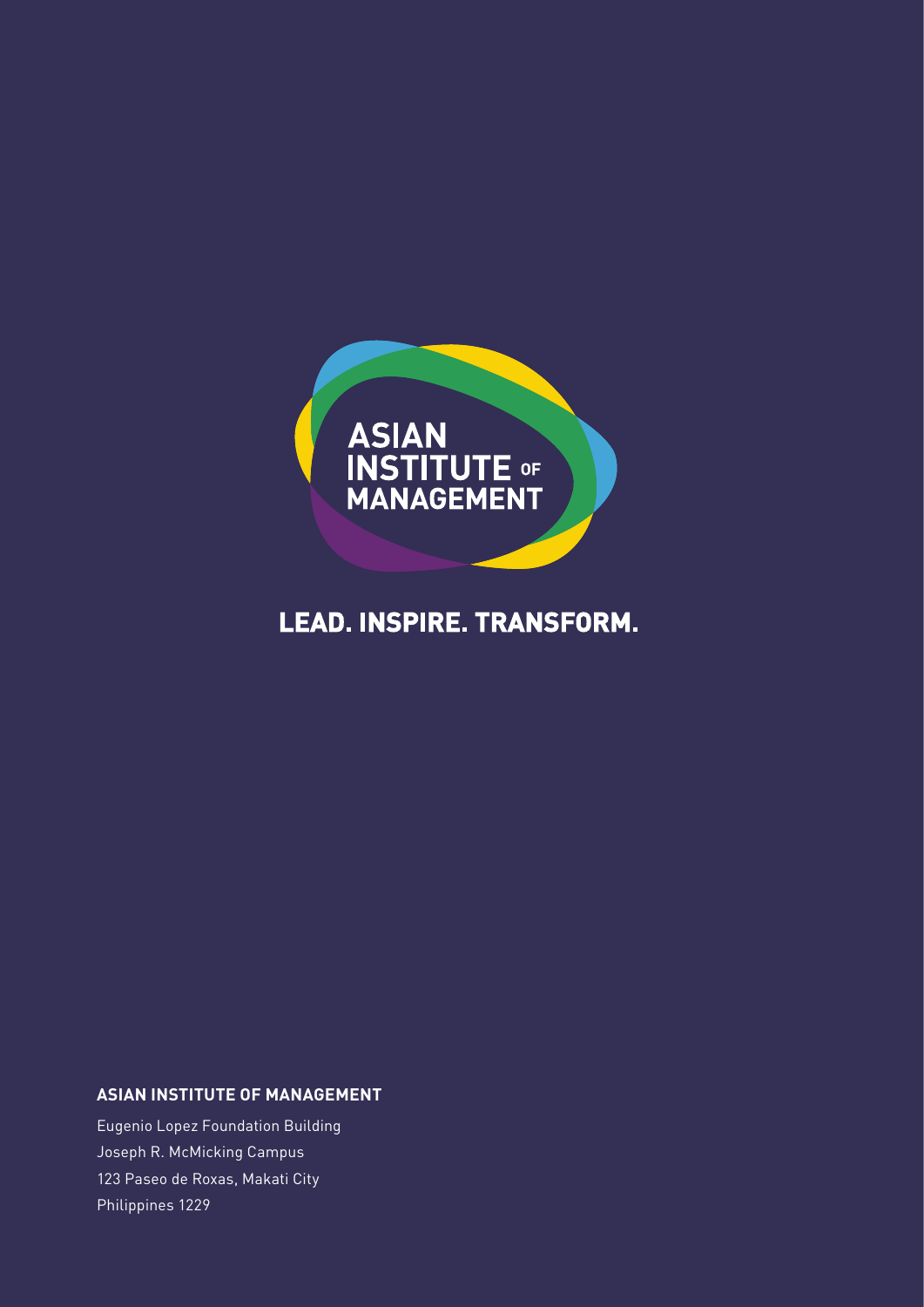ASIAN
INSTITUTE OF
MANAGEMENT

LEAD. INSPIRE. TRANSFORM.

**ASIAN INSTITUTE OF MANAGEMENT**

Eugenio Lopez Foundation Building
Joseph R. McMicking Campus
123 Paseo de Roxas, Makati City
Philippines 1229